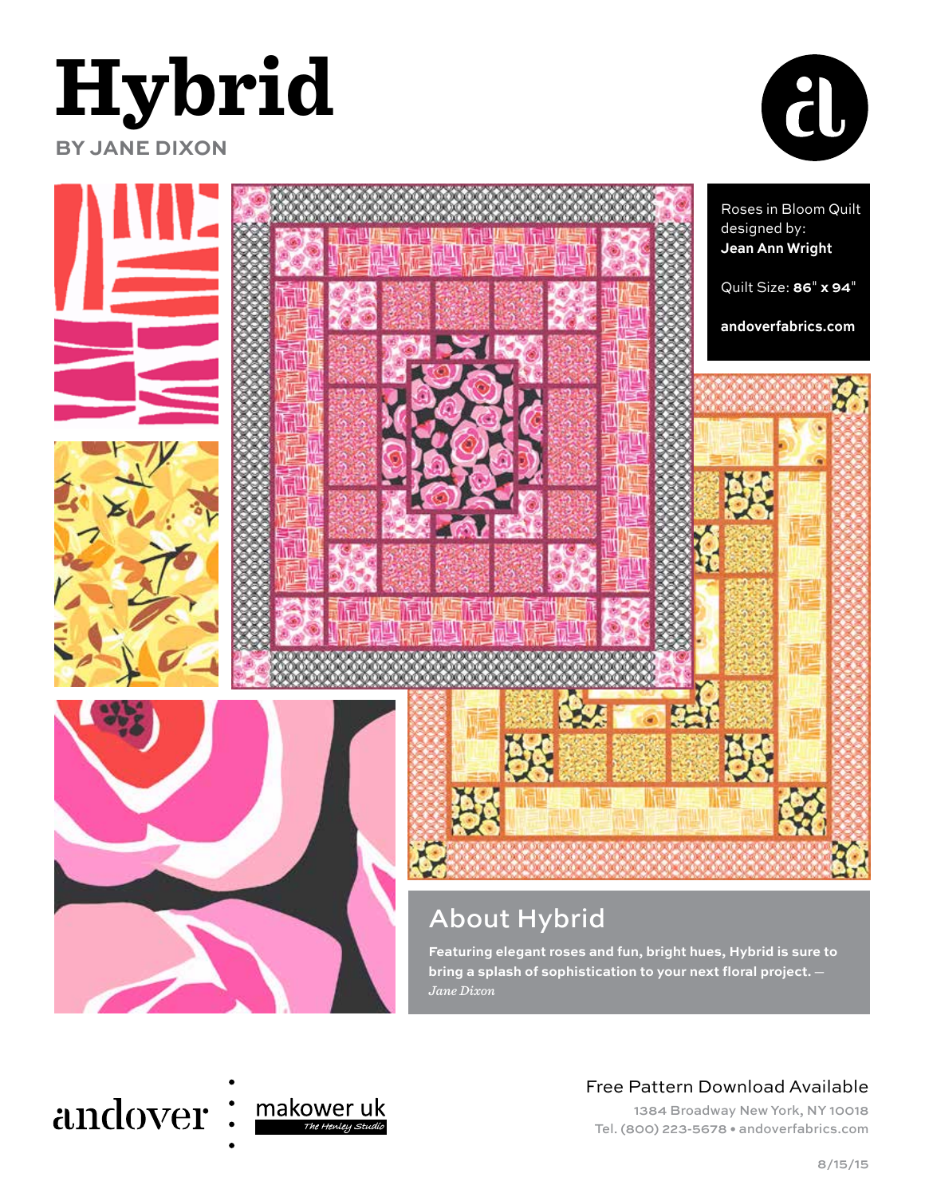# Hybrid

**BY JANE DIXON**

Roses in Bloom Quilt designed by:
**Jean Ann Wright**

Quilt Size: **86" x 94"**

**andoverfabrics.com**

## About Hybrid

**Featuring elegant roses and fun, bright hues, Hybrid is sure to bring a splash of sophistication to your next floral project.** — *Jane Dixon*

andover : makower uk
The Henley Studio

Free Pattern Download Available

1384 Broadway New York, NY 10018
Tel. (800) 223-5678 • andoverfabrics.com

8/15/15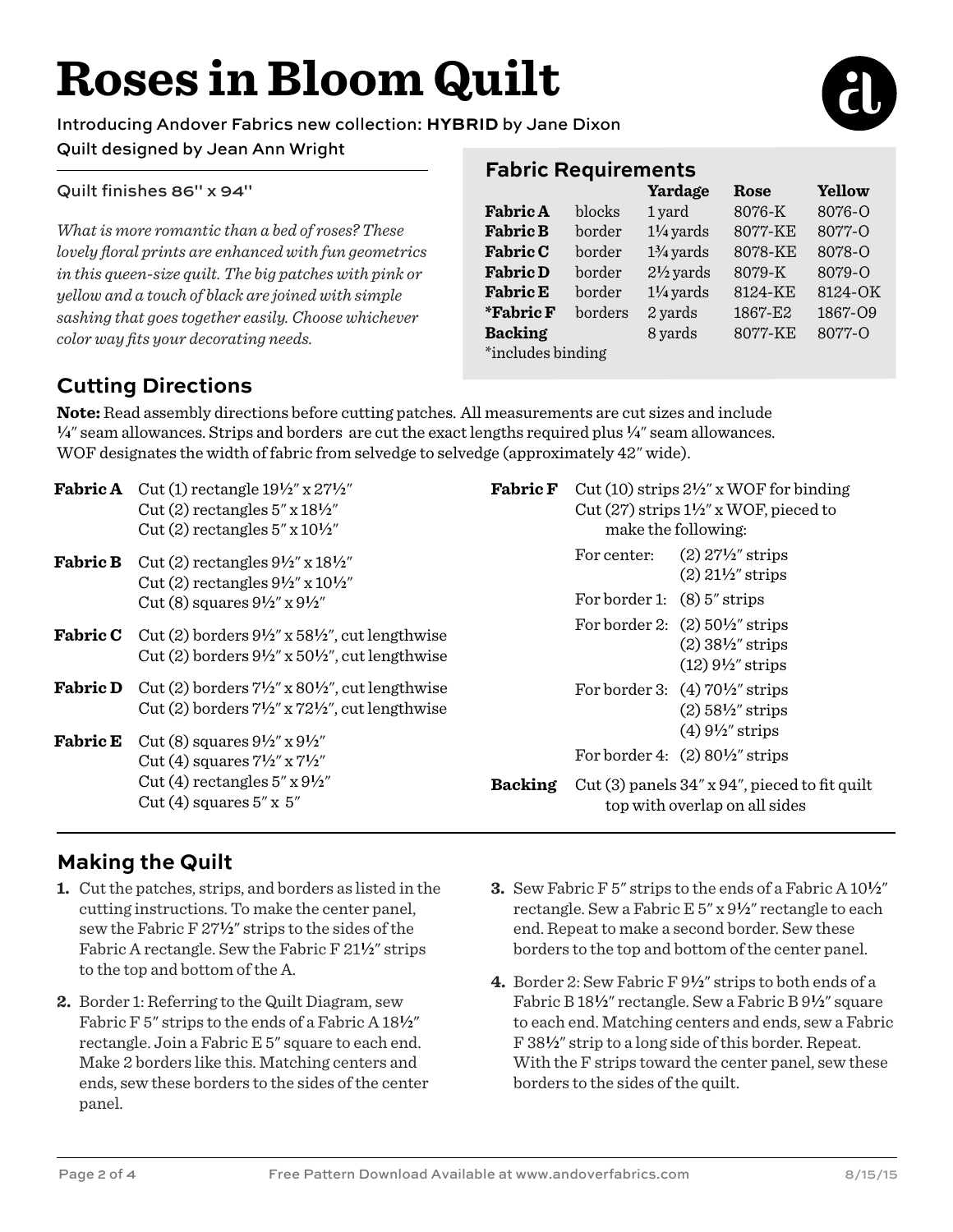# Roses in Bloom Quilt

Introducing Andover Fabrics new collection: **HYBRID** by Jane Dixon

Quilt designed by Jean Ann Wright

Quilt finishes 86" x 94"

*What is more romantic than a bed of roses? These lovely floral prints are enhanced with fun geometrics in this queen-size quilt. The big patches with pink or yellow and a touch of black are joined with simple sashing that goes together easily. Choose whichever color way fits your decorating needs.*

## Fabric Requirements

| | | Yardage | Rose | Yellow |
|---|---|---|---|---|
| **Fabric A** | blocks | 1 yard | 8076-K | 8076-O |
| **Fabric B** | border | 1¼ yards | 8077-KE | 8077-O |
| **Fabric C** | border | 1¾ yards | 8078-KE | 8078-O |
| **Fabric D** | border | 2½ yards | 8079-K | 8079-O |
| **Fabric E** | border | 1¼ yards | 8124-KE | 8124-OK |
| **\*Fabric F** | borders | 2 yards | 1867-E2 | 1867-O9 |
| **Backing** | | 8 yards | 8077-KE | 8077-O |

*includes binding

## Cutting Directions

**Note:** Read assembly directions before cutting patches. All measurements are cut sizes and include ¼" seam allowances. Strips and borders are cut the exact lengths required plus ¼" seam allowances. WOF designates the width of fabric from selvedge to selvedge (approximately 42" wide).

**Fabric A**
- Cut (1) rectangle 19½" x 27½"
- Cut (2) rectangles 5" x 18½"
- Cut (2) rectangles 5" x 10½"

**Fabric B**
- Cut (2) rectangles 9½" x 18½"
- Cut (2) rectangles 9½" x 10½"
- Cut (8) squares 9½" x 9½"

**Fabric C**
- Cut (2) borders 9½" x 58½", cut lengthwise
- Cut (2) borders 9½" x 50½", cut lengthwise

**Fabric D**
- Cut (2) borders 7½" x 80½", cut lengthwise
- Cut (2) borders 7½" x 72½", cut lengthwise

**Fabric E**
- Cut (8) squares 9½" x 9½"
- Cut (4) squares 7½" x 7½"
- Cut (4) rectangles 5" x 9½"
- Cut (4) squares 5" x 5"

**Fabric F**
- Cut (10) strips 2½" x WOF for binding
- Cut (27) strips 1½" x WOF, pieced to make the following:
  - For center: (2) 27½" strips; (2) 21½" strips
  - For border 1: (8) 5" strips
  - For border 2: (2) 50½" strips; (2) 38½" strips; (12) 9½" strips
  - For border 3: (4) 70½" strips; (2) 58½" strips; (4) 9½" strips
  - For border 4: (2) 80½" strips

**Backing**
- Cut (3) panels 34" x 94", pieced to fit quilt top with overlap on all sides

## Making the Quilt

1. Cut the patches, strips, and borders as listed in the cutting instructions. To make the center panel, sew the Fabric F 27½" strips to the sides of the Fabric A rectangle. Sew the Fabric F 21½" strips to the top and bottom of the A.

2. Border 1: Referring to the Quilt Diagram, sew Fabric F 5" strips to the ends of a Fabric A 18½" rectangle. Join a Fabric E 5" square to each end. Make 2 borders like this. Matching centers and ends, sew these borders to the sides of the center panel.

3. Sew Fabric F 5" strips to the ends of a Fabric A 10½" rectangle. Sew a Fabric E 5" x 9½" rectangle to each end. Repeat to make a second border. Sew these borders to the top and bottom of the center panel.

4. Border 2: Sew Fabric F 9½" strips to both ends of a Fabric B 18½" rectangle. Sew a Fabric B 9½" square to each end. Matching centers and ends, sew a Fabric F 38½" strip to a long side of this border. Repeat. With the F strips toward the center panel, sew these borders to the sides of the quilt.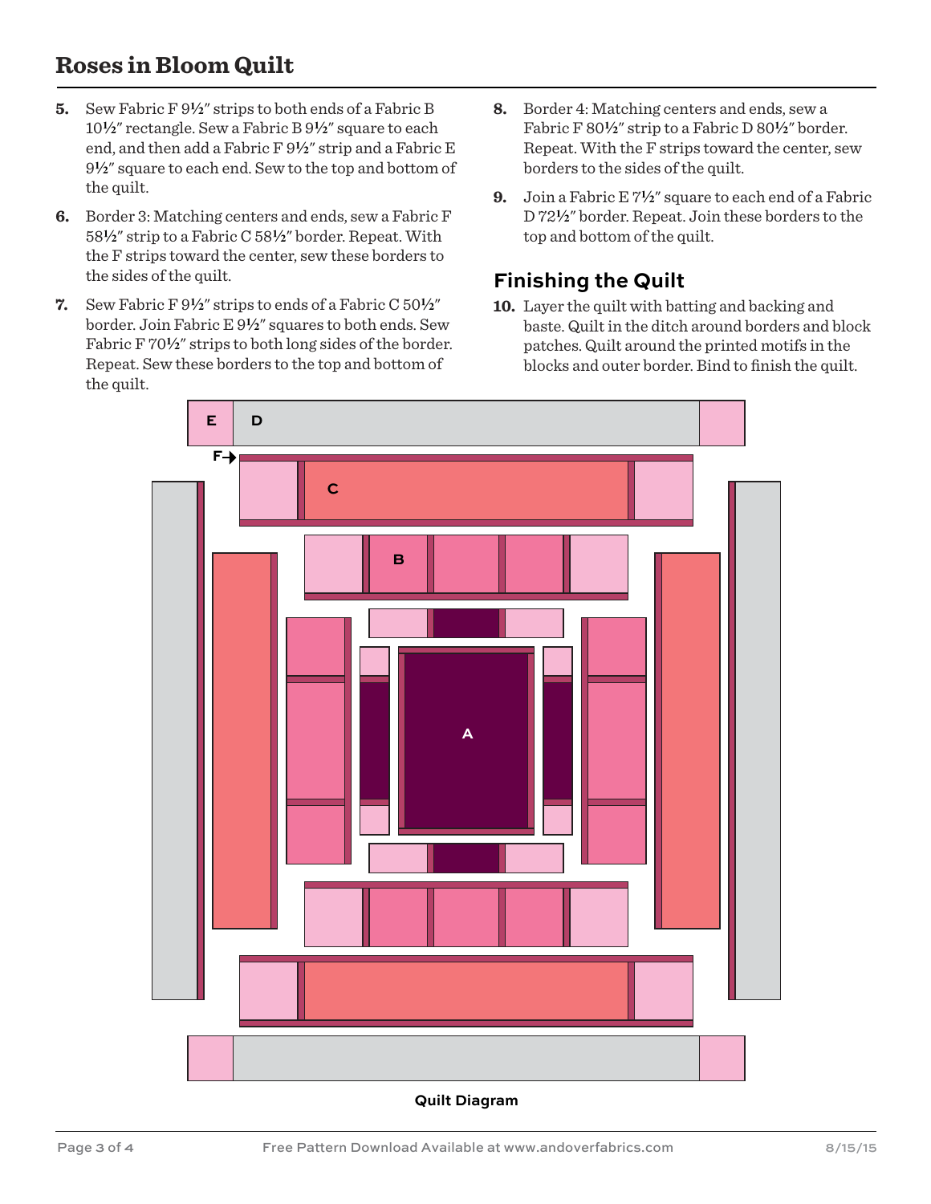5. Sew Fabric F 9½" strips to both ends of a Fabric B 10½" rectangle. Sew a Fabric B 9½" square to each end, and then add a Fabric F 9½" strip and a Fabric E 9½" square to each end. Sew to the top and bottom of the quilt.

6. Border 3: Matching centers and ends, sew a Fabric F 58½" strip to a Fabric C 58½" border. Repeat. With the F strips toward the center, sew these borders to the sides of the quilt.

7. Sew Fabric F 9½" strips to ends of a Fabric C 50½" border. Join Fabric E 9½" squares to both ends. Sew Fabric F 70½" strips to both long sides of the border. Repeat. Sew these borders to the top and bottom of the quilt.

8. Border 4: Matching centers and ends, sew a Fabric F 80½" strip to a Fabric D 80½" border. Repeat. With the F strips toward the center, sew borders to the sides of the quilt.

9. Join a Fabric E 7½" square to each end of a Fabric D 72½" border. Repeat. Join these borders to the top and bottom of the quilt.

## Finishing the Quilt

10. Layer the quilt with batting and backing and baste. Quilt in the ditch around borders and block patches. Quilt around the printed motifs in the blocks and outer border. Bind to finish the quilt.

E D F C B A

**Quilt Diagram**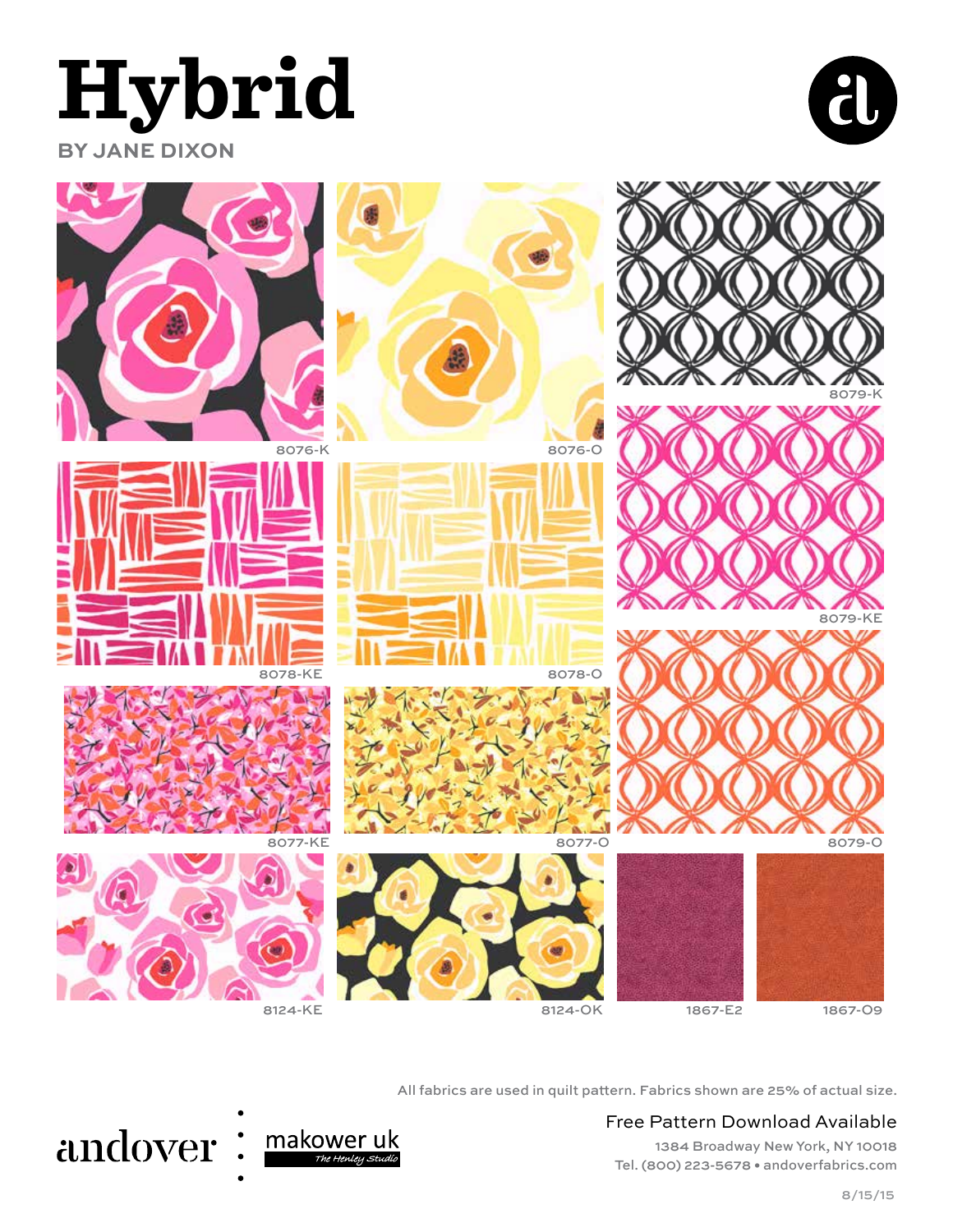# Hybrid

BY JANE DIXON

8076-K

8076-O

8079-K

8079-KE

8078-KE

8078-O

8077-KE

8077-O

8079-O

8124-KE

8124-OK

1867-E2

1867-O9

All fabrics are used in quilt pattern. Fabrics shown are 25% of actual size.

andover

makower uk

The Henley Studio

Free Pattern Download Available

1384 Broadway New York, NY 10018

Tel. (800) 223-5678 • andoverfabrics.com

8/15/15